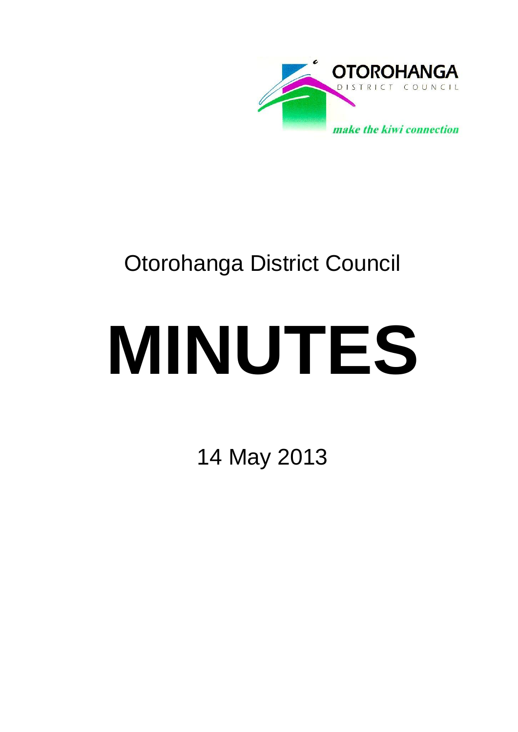OTOROHANGA
DISTRICT COUNCIL

*make the kiwi connection*

# Otorohanga District Council

# MINUTES

14 May 2013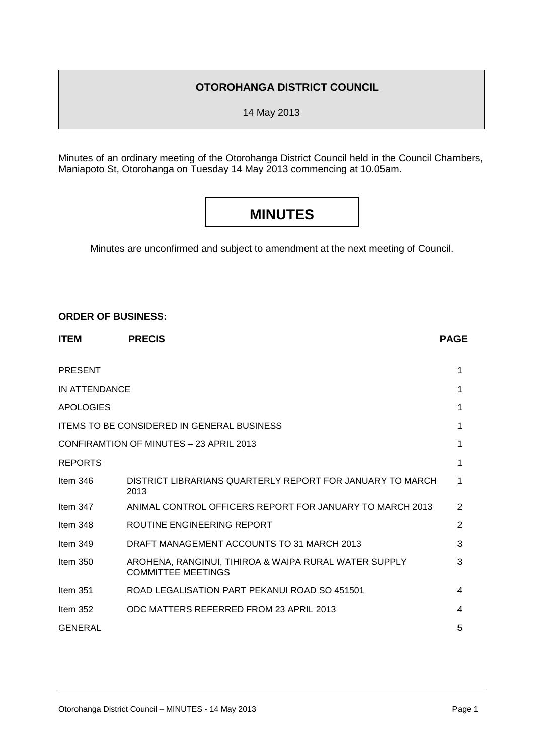**OTOROHANGA DISTRICT COUNCIL**

14 May 2013

Minutes of an ordinary meeting of the Otorohanga District Council held in the Council Chambers, Maniapoto St, Otorohanga on Tuesday 14 May 2013 commencing at 10.05am.

# MINUTES

Minutes are unconfirmed and subject to amendment at the next meeting of Council.

**ORDER OF BUSINESS:**

| ITEM | PRECIS | PAGE |
|---|---|---|
| PRESENT | | 1 |
| IN ATTENDANCE | | 1 |
| APOLOGIES | | 1 |
| ITEMS TO BE CONSIDERED IN GENERAL BUSINESS | | 1 |
| CONFIRAMTION OF MINUTES – 23 APRIL 2013 | | 1 |
| REPORTS | | 1 |
| Item 346 | DISTRICT LIBRARIANS QUARTERLY REPORT FOR JANUARY TO MARCH 2013 | 1 |
| Item 347 | ANIMAL CONTROL OFFICERS REPORT FOR JANUARY TO MARCH 2013 | 2 |
| Item 348 | ROUTINE ENGINEERING REPORT | 2 |
| Item 349 | DRAFT MANAGEMENT ACCOUNTS TO 31 MARCH 2013 | 3 |
| Item 350 | AROHENA, RANGINUI, TIHIROA & WAIPA RURAL WATER SUPPLY COMMITTEE MEETINGS | 3 |
| Item 351 | ROAD LEGALISATION PART PEKANUI ROAD SO 451501 | 4 |
| Item 352 | ODC MATTERS REFERRED FROM 23 APRIL 2013 | 4 |
| GENERAL | | 5 |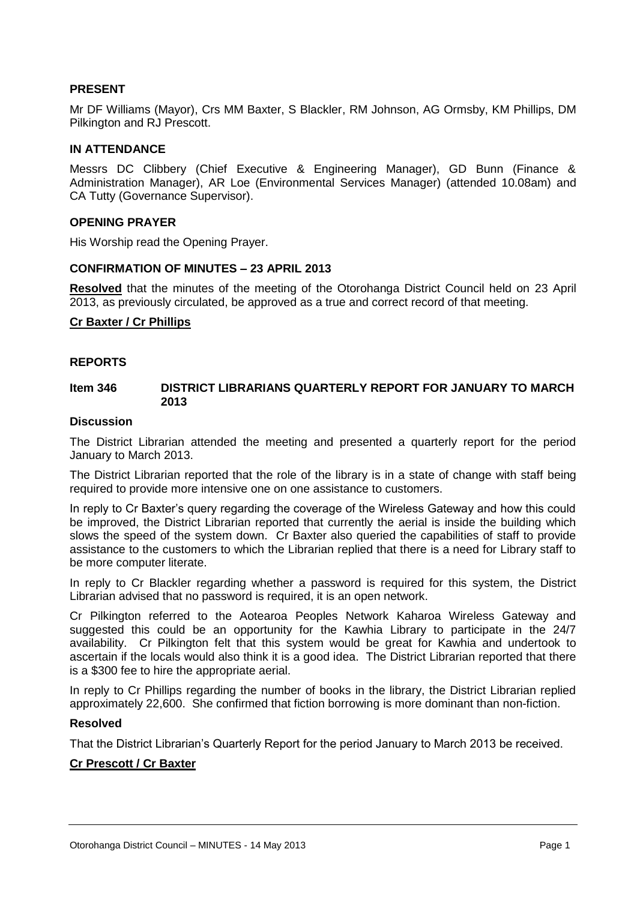**PRESENT**

Mr DF Williams (Mayor), Crs MM Baxter, S Blackler, RM Johnson, AG Ormsby, KM Phillips, DM Pilkington and RJ Prescott.

**IN ATTENDANCE**

Messrs DC Clibbery (Chief Executive & Engineering Manager), GD Bunn (Finance & Administration Manager), AR Loe (Environmental Services Manager) (attended 10.08am) and CA Tutty (Governance Supervisor).

**OPENING PRAYER**

His Worship read the Opening Prayer.

**CONFIRMATION OF MINUTES – 23 APRIL 2013**

**Resolved** that the minutes of the meeting of the Otorohanga District Council held on 23 April 2013, as previously circulated, be approved as a true and correct record of that meeting.

**Cr Baxter / Cr Phillips**

**REPORTS**

**Item 346 DISTRICT LIBRARIANS QUARTERLY REPORT FOR JANUARY TO MARCH 2013**

**Discussion**

The District Librarian attended the meeting and presented a quarterly report for the period January to March 2013.

The District Librarian reported that the role of the library is in a state of change with staff being required to provide more intensive one on one assistance to customers.

In reply to Cr Baxter's query regarding the coverage of the Wireless Gateway and how this could be improved, the District Librarian reported that currently the aerial is inside the building which slows the speed of the system down. Cr Baxter also queried the capabilities of staff to provide assistance to the customers to which the Librarian replied that there is a need for Library staff to be more computer literate.

In reply to Cr Blackler regarding whether a password is required for this system, the District Librarian advised that no password is required, it is an open network.

Cr Pilkington referred to the Aotearoa Peoples Network Kaharoa Wireless Gateway and suggested this could be an opportunity for the Kawhia Library to participate in the 24/7 availability. Cr Pilkington felt that this system would be great for Kawhia and undertook to ascertain if the locals would also think it is a good idea. The District Librarian reported that there is a $300 fee to hire the appropriate aerial.

In reply to Cr Phillips regarding the number of books in the library, the District Librarian replied approximately 22,600. She confirmed that fiction borrowing is more dominant than non-fiction.

**Resolved**

That the District Librarian's Quarterly Report for the period January to March 2013 be received.

**Cr Prescott / Cr Baxter**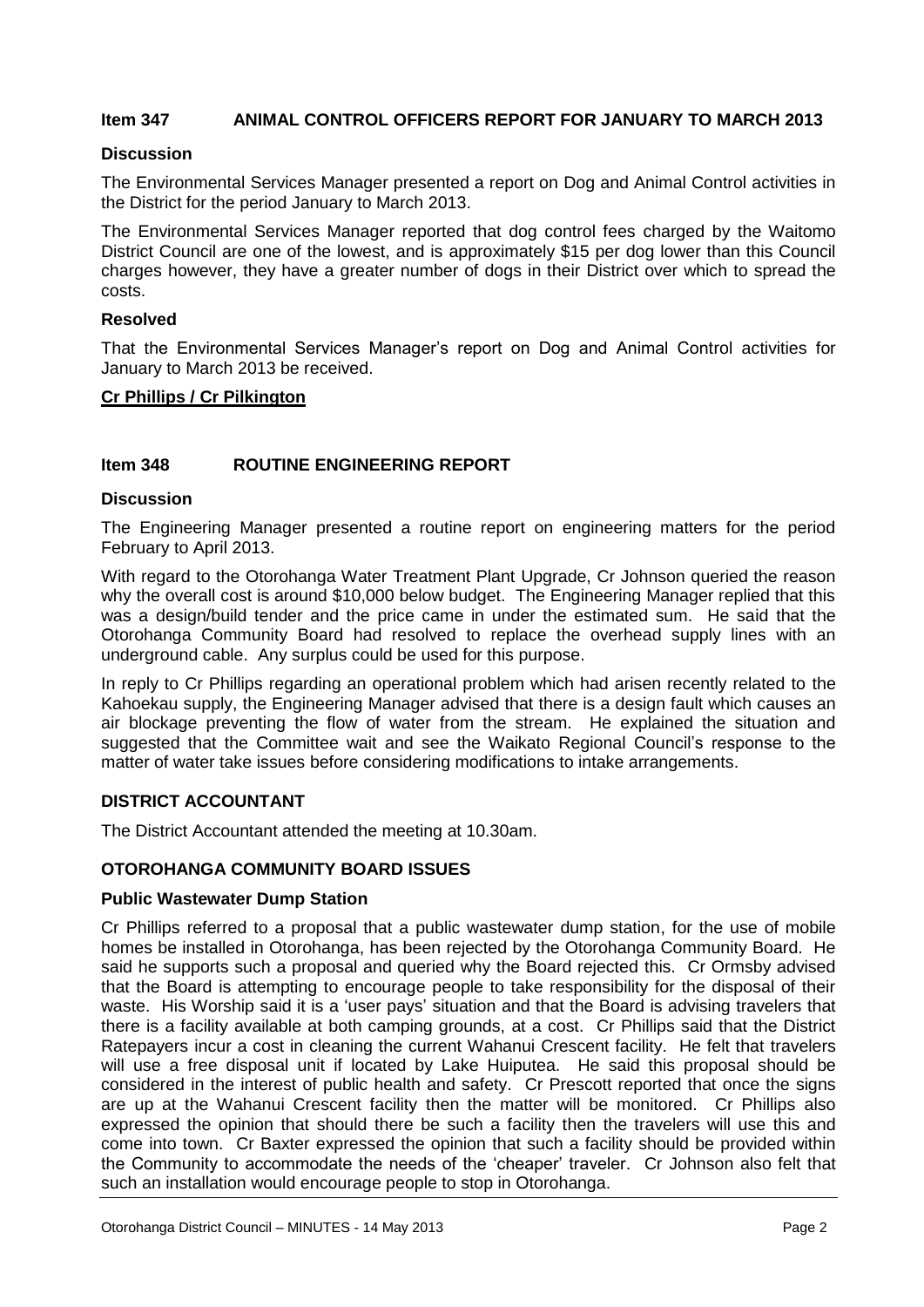## Item 347 ANIMAL CONTROL OFFICERS REPORT FOR JANUARY TO MARCH 2013

### Discussion

The Environmental Services Manager presented a report on Dog and Animal Control activities in the District for the period January to March 2013.

The Environmental Services Manager reported that dog control fees charged by the Waitomo District Council are one of the lowest, and is approximately $15 per dog lower than this Council charges however, they have a greater number of dogs in their District over which to spread the costs.

### Resolved

That the Environmental Services Manager's report on Dog and Animal Control activities for January to March 2013 be received.

**Cr Phillips / Cr Pilkington**

## Item 348 ROUTINE ENGINEERING REPORT

### Discussion

The Engineering Manager presented a routine report on engineering matters for the period February to April 2013.

With regard to the Otorohanga Water Treatment Plant Upgrade, Cr Johnson queried the reason why the overall cost is around $10,000 below budget. The Engineering Manager replied that this was a design/build tender and the price came in under the estimated sum. He said that the Otorohanga Community Board had resolved to replace the overhead supply lines with an underground cable. Any surplus could be used for this purpose.

In reply to Cr Phillips regarding an operational problem which had arisen recently related to the Kahoekau supply, the Engineering Manager advised that there is a design fault which causes an air blockage preventing the flow of water from the stream. He explained the situation and suggested that the Committee wait and see the Waikato Regional Council's response to the matter of water take issues before considering modifications to intake arrangements.

### DISTRICT ACCOUNTANT

The District Accountant attended the meeting at 10.30am.

### OTOROHANGA COMMUNITY BOARD ISSUES

#### Public Wastewater Dump Station

Cr Phillips referred to a proposal that a public wastewater dump station, for the use of mobile homes be installed in Otorohanga, has been rejected by the Otorohanga Community Board. He said he supports such a proposal and queried why the Board rejected this. Cr Ormsby advised that the Board is attempting to encourage people to take responsibility for the disposal of their waste. His Worship said it is a 'user pays' situation and that the Board is advising travelers that there is a facility available at both camping grounds, at a cost. Cr Phillips said that the District Ratepayers incur a cost in cleaning the current Wahanui Crescent facility. He felt that travelers will use a free disposal unit if located by Lake Huiputea. He said this proposal should be considered in the interest of public health and safety. Cr Prescott reported that once the signs are up at the Wahanui Crescent facility then the matter will be monitored. Cr Phillips also expressed the opinion that should there be such a facility then the travelers will use this and come into town. Cr Baxter expressed the opinion that such a facility should be provided within the Community to accommodate the needs of the 'cheaper' traveler. Cr Johnson also felt that such an installation would encourage people to stop in Otorohanga.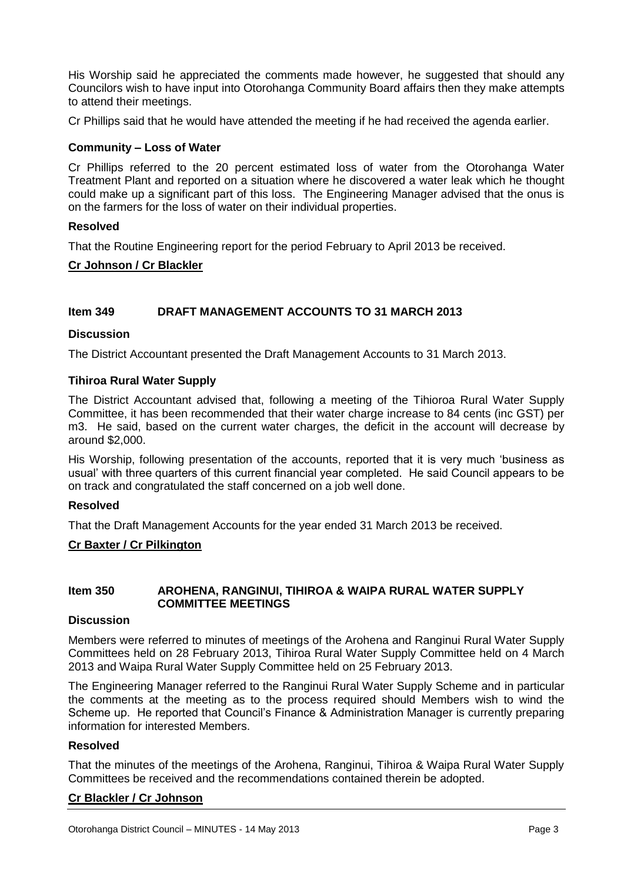His Worship said he appreciated the comments made however, he suggested that should any Councilors wish to have input into Otorohanga Community Board affairs then they make attempts to attend their meetings.

Cr Phillips said that he would have attended the meeting if he had received the agenda earlier.

### Community – Loss of Water

Cr Phillips referred to the 20 percent estimated loss of water from the Otorohanga Water Treatment Plant and reported on a situation where he discovered a water leak which he thought could make up a significant part of this loss. The Engineering Manager advised that the onus is on the farmers for the loss of water on their individual properties.

### Resolved

That the Routine Engineering report for the period February to April 2013 be received.

**Cr Johnson / Cr Blackler**

## Item 349 DRAFT MANAGEMENT ACCOUNTS TO 31 MARCH 2013

### Discussion

The District Accountant presented the Draft Management Accounts to 31 March 2013.

### Tihiroa Rural Water Supply

The District Accountant advised that, following a meeting of the Tihioroa Rural Water Supply Committee, it has been recommended that their water charge increase to 84 cents (inc GST) per m3. He said, based on the current water charges, the deficit in the account will decrease by around $2,000.

His Worship, following presentation of the accounts, reported that it is very much 'business as usual' with three quarters of this current financial year completed. He said Council appears to be on track and congratulated the staff concerned on a job well done.

### Resolved

That the Draft Management Accounts for the year ended 31 March 2013 be received.

**Cr Baxter / Cr Pilkington**

## Item 350 AROHENA, RANGINUI, TIHIROA & WAIPA RURAL WATER SUPPLY COMMITTEE MEETINGS

### Discussion

Members were referred to minutes of meetings of the Arohena and Ranginui Rural Water Supply Committees held on 28 February 2013, Tihiroa Rural Water Supply Committee held on 4 March 2013 and Waipa Rural Water Supply Committee held on 25 February 2013.

The Engineering Manager referred to the Ranginui Rural Water Supply Scheme and in particular the comments at the meeting as to the process required should Members wish to wind the Scheme up. He reported that Council's Finance & Administration Manager is currently preparing information for interested Members.

### Resolved

That the minutes of the meetings of the Arohena, Ranginui, Tihiroa & Waipa Rural Water Supply Committees be received and the recommendations contained therein be adopted.

**Cr Blackler / Cr Johnson**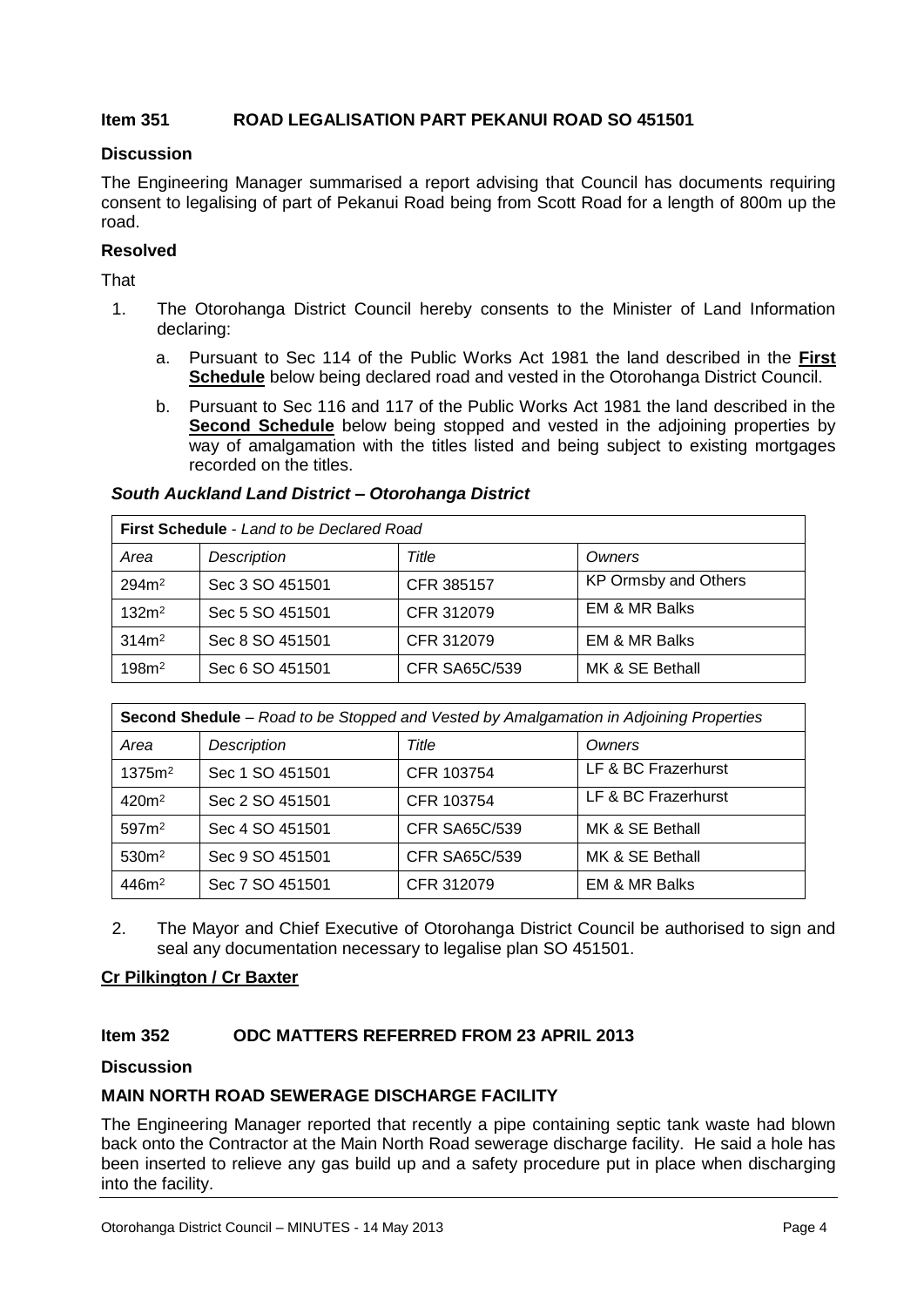## Item 351 ROAD LEGALISATION PART PEKANUI ROAD SO 451501

### Discussion

The Engineering Manager summarised a report advising that Council has documents requiring consent to legalising of part of Pekanui Road being from Scott Road for a length of 800m up the road.

### Resolved

That

1. The Otorohanga District Council hereby consents to the Minister of Land Information declaring:
   a. Pursuant to Sec 114 of the Public Works Act 1981 the land described in the **First Schedule** below being declared road and vested in the Otorohanga District Council.
   b. Pursuant to Sec 116 and 117 of the Public Works Act 1981 the land described in the **Second Schedule** below being stopped and vested in the adjoining properties by way of amalgamation with the titles listed and being subject to existing mortgages recorded on the titles.

***South Auckland Land District – Otorohanga District***

| **First Schedule** - *Land to be Declared Road* | | | |
|---|---|---|---|
| *Area* | *Description* | *Title* | *Owners* |
| $294m^2$ | Sec 3 SO 451501 | CFR 385157 | KP Ormsby and Others |
| $132m^2$ | Sec 5 SO 451501 | CFR 312079 | EM & MR Balks |
| $314m^2$ | Sec 8 SO 451501 | CFR 312079 | EM & MR Balks |
| $198m^2$ | Sec 6 SO 451501 | CFR SA65C/539 | MK & SE Bethall |

| **Second Shedule** – *Road to be Stopped and Vested by Amalgamation in Adjoining Properties* | | | |
|---|---|---|---|
| *Area* | *Description* | *Title* | *Owners* |
| $1375m^2$ | Sec 1 SO 451501 | CFR 103754 | LF & BC Frazerhurst |
| $420m^2$ | Sec 2 SO 451501 | CFR 103754 | LF & BC Frazerhurst |
| $597m^2$ | Sec 4 SO 451501 | CFR SA65C/539 | MK & SE Bethall |
| $530m^2$ | Sec 9 SO 451501 | CFR SA65C/539 | MK & SE Bethall |
| $446m^2$ | Sec 7 SO 451501 | CFR 312079 | EM & MR Balks |

2. The Mayor and Chief Executive of Otorohanga District Council be authorised to sign and seal any documentation necessary to legalise plan SO 451501.

**Cr Pilkington / Cr Baxter**

## Item 352 ODC MATTERS REFERRED FROM 23 APRIL 2013

### Discussion

### MAIN NORTH ROAD SEWERAGE DISCHARGE FACILITY

The Engineering Manager reported that recently a pipe containing septic tank waste had blown back onto the Contractor at the Main North Road sewerage discharge facility. He said a hole has been inserted to relieve any gas build up and a safety procedure put in place when discharging into the facility.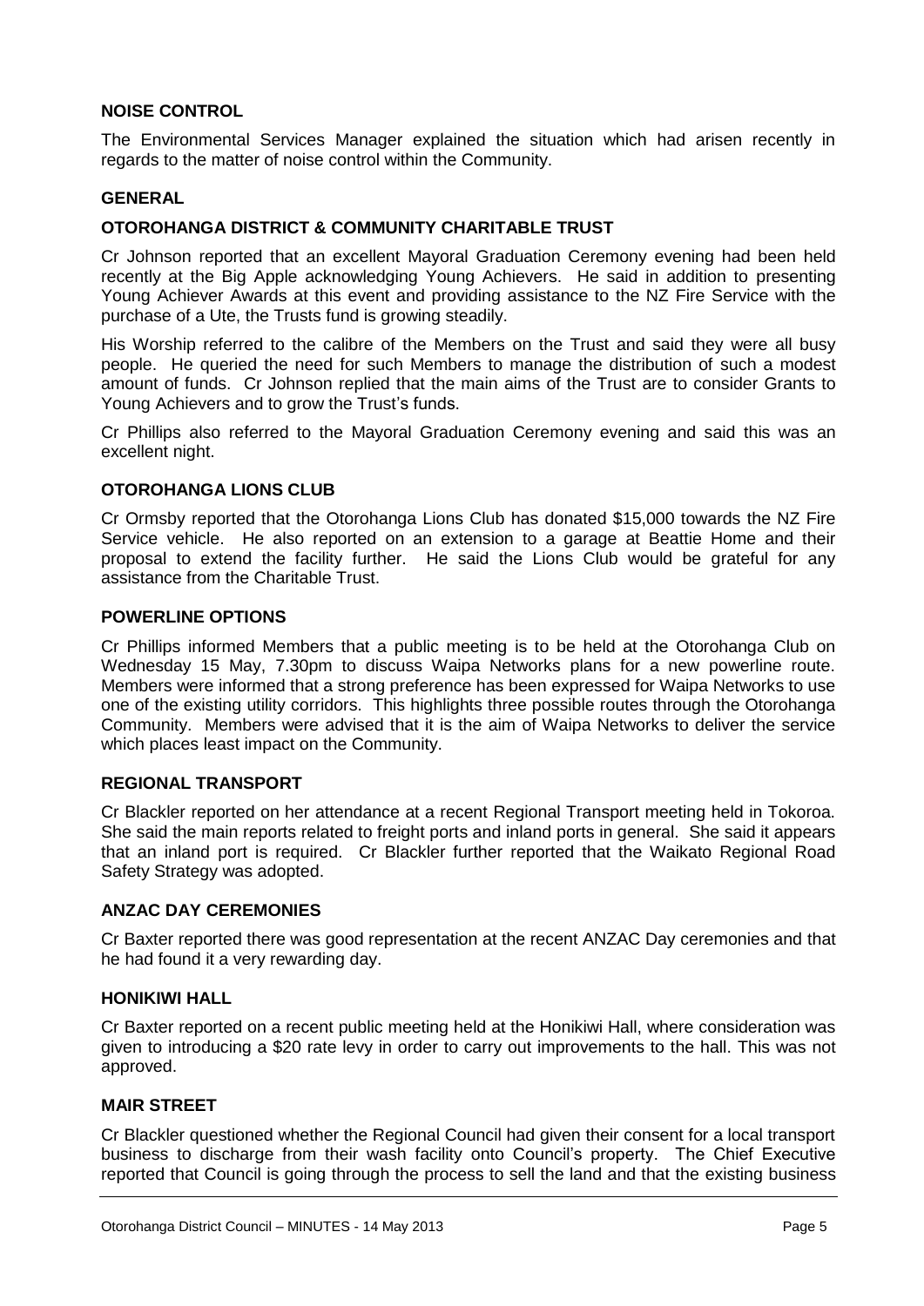**NOISE CONTROL**

The Environmental Services Manager explained the situation which had arisen recently in regards to the matter of noise control within the Community.

**GENERAL**

**OTOROHANGA DISTRICT & COMMUNITY CHARITABLE TRUST**

Cr Johnson reported that an excellent Mayoral Graduation Ceremony evening had been held recently at the Big Apple acknowledging Young Achievers. He said in addition to presenting Young Achiever Awards at this event and providing assistance to the NZ Fire Service with the purchase of a Ute, the Trusts fund is growing steadily.

His Worship referred to the calibre of the Members on the Trust and said they were all busy people. He queried the need for such Members to manage the distribution of such a modest amount of funds. Cr Johnson replied that the main aims of the Trust are to consider Grants to Young Achievers and to grow the Trust's funds.

Cr Phillips also referred to the Mayoral Graduation Ceremony evening and said this was an excellent night.

**OTOROHANGA LIONS CLUB**

Cr Ormsby reported that the Otorohanga Lions Club has donated $15,000 towards the NZ Fire Service vehicle. He also reported on an extension to a garage at Beattie Home and their proposal to extend the facility further. He said the Lions Club would be grateful for any assistance from the Charitable Trust.

**POWERLINE OPTIONS**

Cr Phillips informed Members that a public meeting is to be held at the Otorohanga Club on Wednesday 15 May, 7.30pm to discuss Waipa Networks plans for a new powerline route. Members were informed that a strong preference has been expressed for Waipa Networks to use one of the existing utility corridors. This highlights three possible routes through the Otorohanga Community. Members were advised that it is the aim of Waipa Networks to deliver the service which places least impact on the Community.

**REGIONAL TRANSPORT**

Cr Blackler reported on her attendance at a recent Regional Transport meeting held in Tokoroa. She said the main reports related to freight ports and inland ports in general. She said it appears that an inland port is required. Cr Blackler further reported that the Waikato Regional Road Safety Strategy was adopted.

**ANZAC DAY CEREMONIES**

Cr Baxter reported there was good representation at the recent ANZAC Day ceremonies and that he had found it a very rewarding day.

**HONIKIWI HALL**

Cr Baxter reported on a recent public meeting held at the Honikiwi Hall, where consideration was given to introducing a $20 rate levy in order to carry out improvements to the hall. This was not approved.

**MAIR STREET**

Cr Blackler questioned whether the Regional Council had given their consent for a local transport business to discharge from their wash facility onto Council's property. The Chief Executive reported that Council is going through the process to sell the land and that the existing business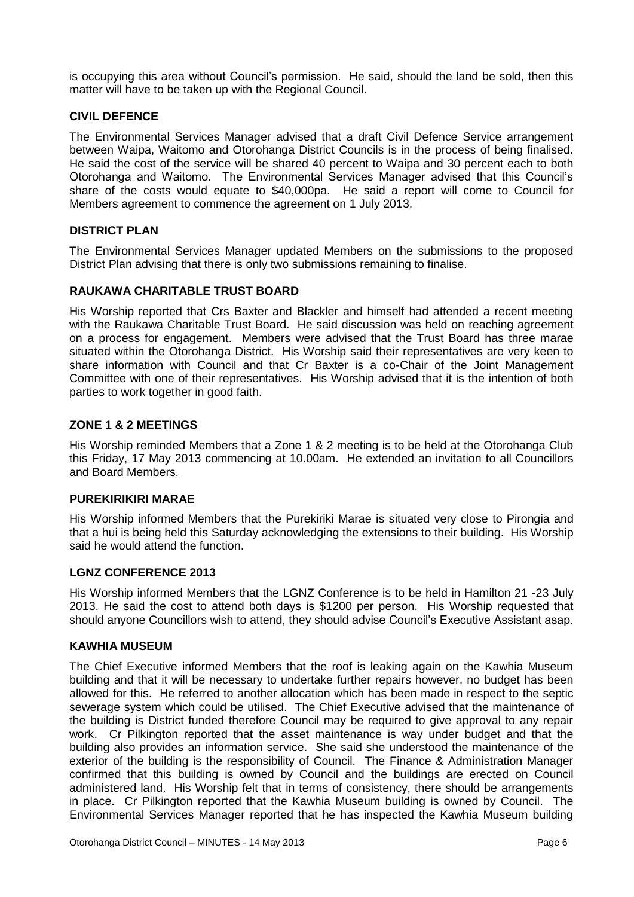is occupying this area without Council's permission. He said, should the land be sold, then this matter will have to be taken up with the Regional Council.

**CIVIL DEFENCE**

The Environmental Services Manager advised that a draft Civil Defence Service arrangement between Waipa, Waitomo and Otorohanga District Councils is in the process of being finalised. He said the cost of the service will be shared 40 percent to Waipa and 30 percent each to both Otorohanga and Waitomo. The Environmental Services Manager advised that this Council's share of the costs would equate to $40,000pa. He said a report will come to Council for Members agreement to commence the agreement on 1 July 2013.

**DISTRICT PLAN**

The Environmental Services Manager updated Members on the submissions to the proposed District Plan advising that there is only two submissions remaining to finalise.

**RAUKAWA CHARITABLE TRUST BOARD**

His Worship reported that Crs Baxter and Blackler and himself had attended a recent meeting with the Raukawa Charitable Trust Board. He said discussion was held on reaching agreement on a process for engagement. Members were advised that the Trust Board has three marae situated within the Otorohanga District. His Worship said their representatives are very keen to share information with Council and that Cr Baxter is a co-Chair of the Joint Management Committee with one of their representatives. His Worship advised that it is the intention of both parties to work together in good faith.

**ZONE 1 & 2 MEETINGS**

His Worship reminded Members that a Zone 1 & 2 meeting is to be held at the Otorohanga Club this Friday, 17 May 2013 commencing at 10.00am. He extended an invitation to all Councillors and Board Members.

**PUREKIRIKIRI MARAE**

His Worship informed Members that the Purekiriki Marae is situated very close to Pirongia and that a hui is being held this Saturday acknowledging the extensions to their building. His Worship said he would attend the function.

**LGNZ CONFERENCE 2013**

His Worship informed Members that the LGNZ Conference is to be held in Hamilton 21 -23 July 2013. He said the cost to attend both days is $1200 per person. His Worship requested that should anyone Councillors wish to attend, they should advise Council's Executive Assistant asap.

**KAWHIA MUSEUM**

The Chief Executive informed Members that the roof is leaking again on the Kawhia Museum building and that it will be necessary to undertake further repairs however, no budget has been allowed for this. He referred to another allocation which has been made in respect to the septic sewerage system which could be utilised. The Chief Executive advised that the maintenance of the building is District funded therefore Council may be required to give approval to any repair work. Cr Pilkington reported that the asset maintenance is way under budget and that the building also provides an information service. She said she understood the maintenance of the exterior of the building is the responsibility of Council. The Finance & Administration Manager confirmed that this building is owned by Council and the buildings are erected on Council administered land. His Worship felt that in terms of consistency, there should be arrangements in place. Cr Pilkington reported that the Kawhia Museum building is owned by Council. The Environmental Services Manager reported that he has inspected the Kawhia Museum building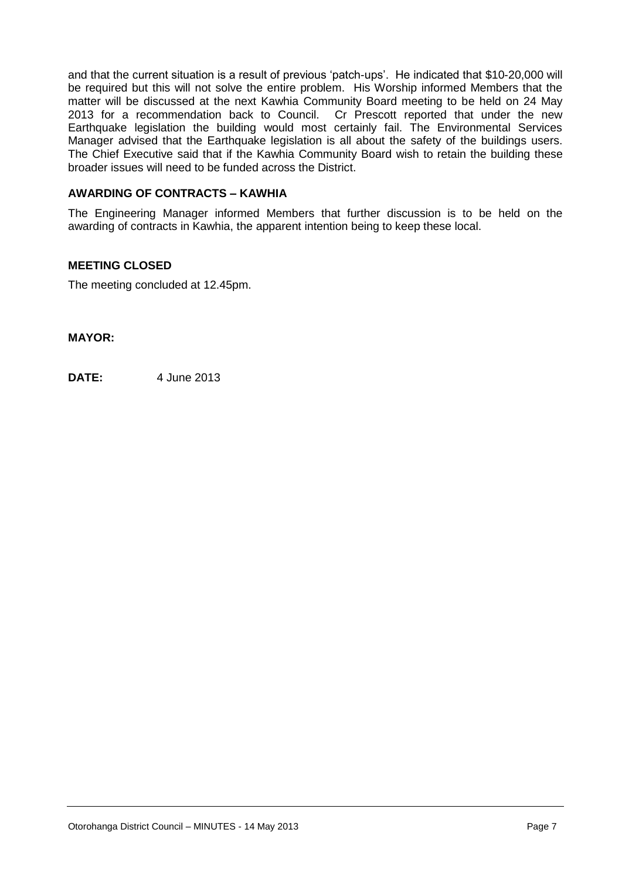and that the current situation is a result of previous 'patch-ups'. He indicated that $10-20,000 will be required but this will not solve the entire problem. His Worship informed Members that the matter will be discussed at the next Kawhia Community Board meeting to be held on 24 May 2013 for a recommendation back to Council. Cr Prescott reported that under the new Earthquake legislation the building would most certainly fail. The Environmental Services Manager advised that the Earthquake legislation is all about the safety of the buildings users. The Chief Executive said that if the Kawhia Community Board wish to retain the building these broader issues will need to be funded across the District.

**AWARDING OF CONTRACTS – KAWHIA**

The Engineering Manager informed Members that further discussion is to be held on the awarding of contracts in Kawhia, the apparent intention being to keep these local.

**MEETING CLOSED**

The meeting concluded at 12.45pm.

**MAYOR:**

**DATE:** 4 June 2013